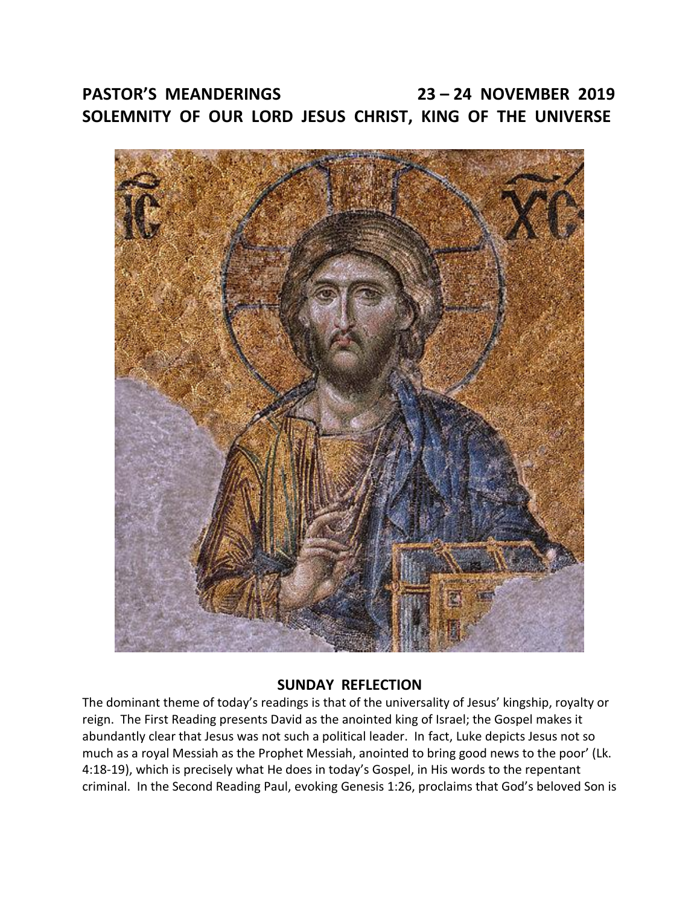# PASTOR'S MEANDERINGS 23 – 24 NOVEMBER 2019
# SOLEMNITY OF OUR LORD JESUS CHRIST, KING OF THE UNIVERSE

## SUNDAY REFLECTION

The dominant theme of today's readings is that of the universality of Jesus' kingship, royalty or reign. The First Reading presents David as the anointed king of Israel; the Gospel makes it abundantly clear that Jesus was not such a political leader. In fact, Luke depicts Jesus not so much as a royal Messiah as the Prophet Messiah, anointed to bring good news to the poor' (Lk. 4:18-19), which is precisely what He does in today's Gospel, in His words to the repentant criminal. In the Second Reading Paul, evoking Genesis 1:26, proclaims that God's beloved Son is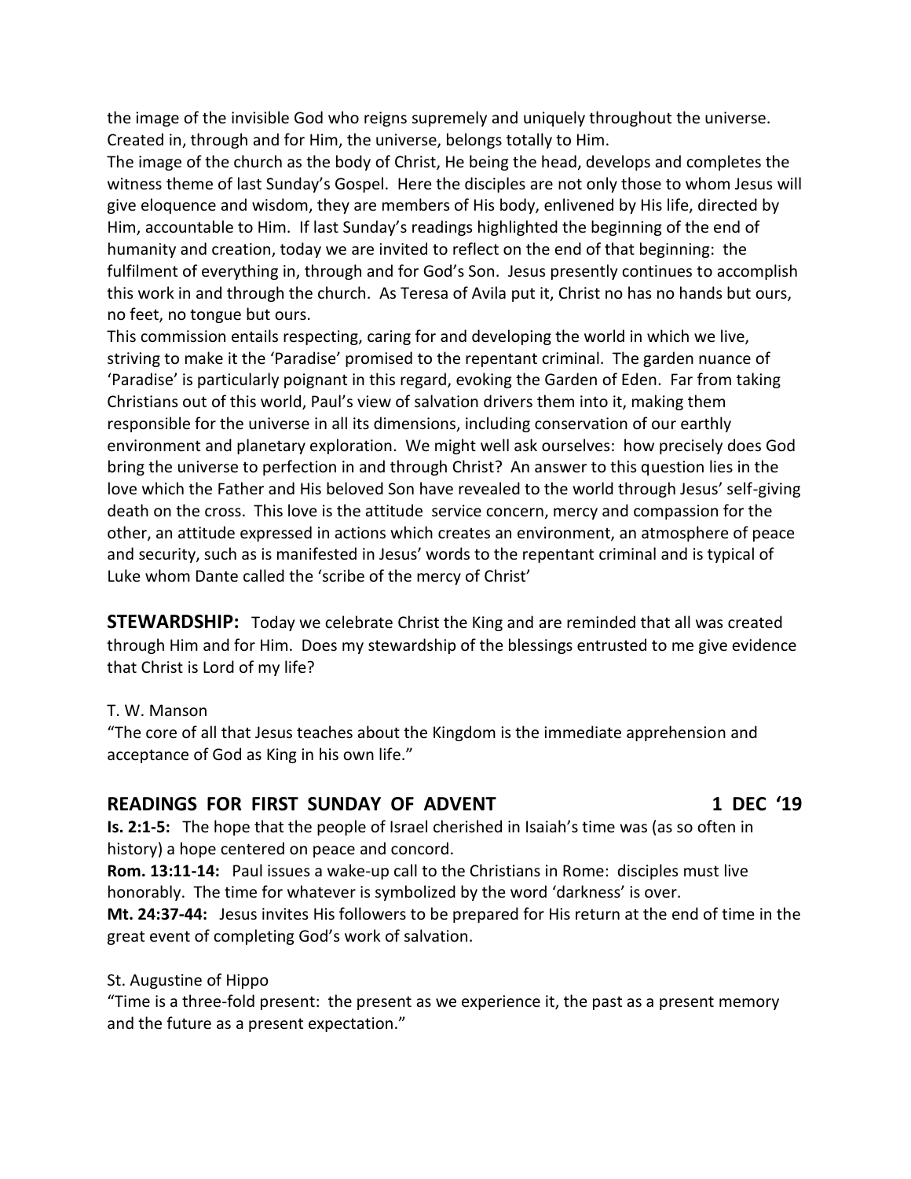the image of the invisible God who reigns supremely and uniquely throughout the universe. Created in, through and for Him, the universe, belongs totally to Him.

The image of the church as the body of Christ, He being the head, develops and completes the witness theme of last Sunday's Gospel. Here the disciples are not only those to whom Jesus will give eloquence and wisdom, they are members of His body, enlivened by His life, directed by Him, accountable to Him. If last Sunday's readings highlighted the beginning of the end of humanity and creation, today we are invited to reflect on the end of that beginning: the fulfilment of everything in, through and for God's Son. Jesus presently continues to accomplish this work in and through the church. As Teresa of Avila put it, Christ no has no hands but ours, no feet, no tongue but ours.

This commission entails respecting, caring for and developing the world in which we live, striving to make it the 'Paradise' promised to the repentant criminal. The garden nuance of 'Paradise' is particularly poignant in this regard, evoking the Garden of Eden. Far from taking Christians out of this world, Paul's view of salvation drivers them into it, making them responsible for the universe in all its dimensions, including conservation of our earthly environment and planetary exploration. We might well ask ourselves: how precisely does God bring the universe to perfection in and through Christ? An answer to this question lies in the love which the Father and His beloved Son have revealed to the world through Jesus' self-giving death on the cross. This love is the attitude service concern, mercy and compassion for the other, an attitude expressed in actions which creates an environment, an atmosphere of peace and security, such as is manifested in Jesus' words to the repentant criminal and is typical of Luke whom Dante called the 'scribe of the mercy of Christ'

**STEWARDSHIP:** Today we celebrate Christ the King and are reminded that all was created through Him and for Him. Does my stewardship of the blessings entrusted to me give evidence that Christ is Lord of my life?

T. W. Manson

"The core of all that Jesus teaches about the Kingdom is the immediate apprehension and acceptance of God as King in his own life."

## READINGS FOR FIRST SUNDAY OF ADVENT 1 DEC '19

**Is. 2:1-5:** The hope that the people of Israel cherished in Isaiah's time was (as so often in history) a hope centered on peace and concord.

**Rom. 13:11-14:** Paul issues a wake-up call to the Christians in Rome: disciples must live honorably. The time for whatever is symbolized by the word 'darkness' is over.

**Mt. 24:37-44:** Jesus invites His followers to be prepared for His return at the end of time in the great event of completing God's work of salvation.

St. Augustine of Hippo

"Time is a three-fold present: the present as we experience it, the past as a present memory and the future as a present expectation."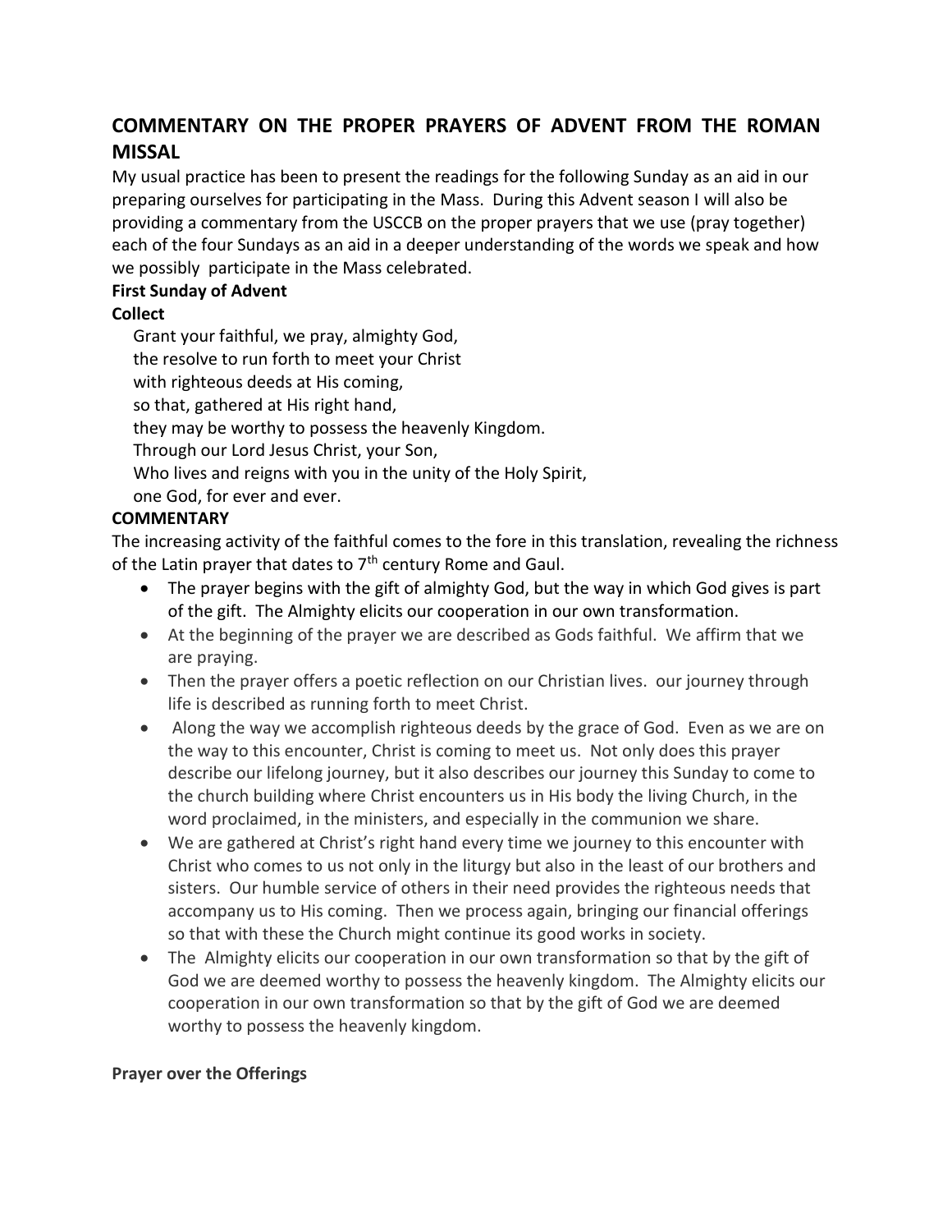## COMMENTARY ON THE PROPER PRAYERS OF ADVENT FROM THE ROMAN MISSAL

My usual practice has been to present the readings for the following Sunday as an aid in our preparing ourselves for participating in the Mass. During this Advent season I will also be providing a commentary from the USCCB on the proper prayers that we use (pray together) each of the four Sundays as an aid in a deeper understanding of the words we speak and how we possibly participate in the Mass celebrated.

**First Sunday of Advent**

**Collect**

Grant your faithful, we pray, almighty God,
the resolve to run forth to meet your Christ
with righteous deeds at His coming,
so that, gathered at His right hand,
they may be worthy to possess the heavenly Kingdom.
Through our Lord Jesus Christ, your Son,
Who lives and reigns with you in the unity of the Holy Spirit,
one God, for ever and ever.

**COMMENTARY**

The increasing activity of the faithful comes to the fore in this translation, revealing the richness of the Latin prayer that dates to 7th century Rome and Gaul.

- The prayer begins with the gift of almighty God, but the way in which God gives is part of the gift. The Almighty elicits our cooperation in our own transformation.
- At the beginning of the prayer we are described as Gods faithful. We affirm that we are praying.
- Then the prayer offers a poetic reflection on our Christian lives. our journey through life is described as running forth to meet Christ.
- Along the way we accomplish righteous deeds by the grace of God. Even as we are on the way to this encounter, Christ is coming to meet us. Not only does this prayer describe our lifelong journey, but it also describes our journey this Sunday to come to the church building where Christ encounters us in His body the living Church, in the word proclaimed, in the ministers, and especially in the communion we share.
- We are gathered at Christ's right hand every time we journey to this encounter with Christ who comes to us not only in the liturgy but also in the least of our brothers and sisters. Our humble service of others in their need provides the righteous needs that accompany us to His coming. Then we process again, bringing our financial offerings so that with these the Church might continue its good works in society.
- The Almighty elicits our cooperation in our own transformation so that by the gift of God we are deemed worthy to possess the heavenly kingdom. The Almighty elicits our cooperation in our own transformation so that by the gift of God we are deemed worthy to possess the heavenly kingdom.

**Prayer over the Offerings**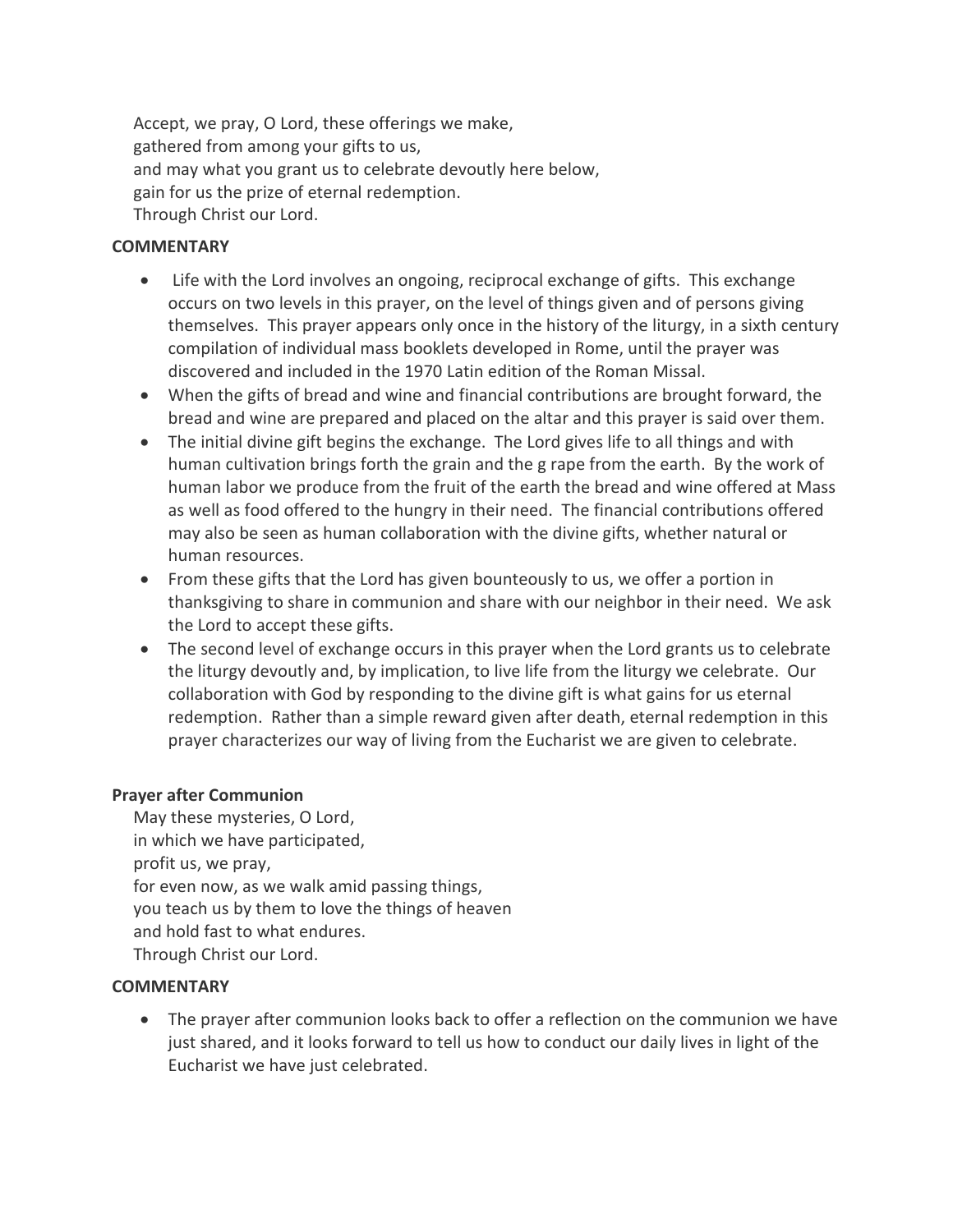Accept, we pray, O Lord, these offerings we make,
gathered from among your gifts to us,
and may what you grant us to celebrate devoutly here below,
gain for us the prize of eternal redemption.
Through Christ our Lord.

**COMMENTARY**

- Life with the Lord involves an ongoing, reciprocal exchange of gifts. This exchange occurs on two levels in this prayer, on the level of things given and of persons giving themselves. This prayer appears only once in the history of the liturgy, in a sixth century compilation of individual mass booklets developed in Rome, until the prayer was discovered and included in the 1970 Latin edition of the Roman Missal.
- When the gifts of bread and wine and financial contributions are brought forward, the bread and wine are prepared and placed on the altar and this prayer is said over them.
- The initial divine gift begins the exchange. The Lord gives life to all things and with human cultivation brings forth the grain and the g rape from the earth. By the work of human labor we produce from the fruit of the earth the bread and wine offered at Mass as well as food offered to the hungry in their need. The financial contributions offered may also be seen as human collaboration with the divine gifts, whether natural or human resources.
- From these gifts that the Lord has given bounteously to us, we offer a portion in thanksgiving to share in communion and share with our neighbor in their need. We ask the Lord to accept these gifts.
- The second level of exchange occurs in this prayer when the Lord grants us to celebrate the liturgy devoutly and, by implication, to live life from the liturgy we celebrate. Our collaboration with God by responding to the divine gift is what gains for us eternal redemption. Rather than a simple reward given after death, eternal redemption in this prayer characterizes our way of living from the Eucharist we are given to celebrate.

**Prayer after Communion**

May these mysteries, O Lord,
in which we have participated,
profit us, we pray,
for even now, as we walk amid passing things,
you teach us by them to love the things of heaven
and hold fast to what endures.
Through Christ our Lord.

**COMMENTARY**

- The prayer after communion looks back to offer a reflection on the communion we have just shared, and it looks forward to tell us how to conduct our daily lives in light of the Eucharist we have just celebrated.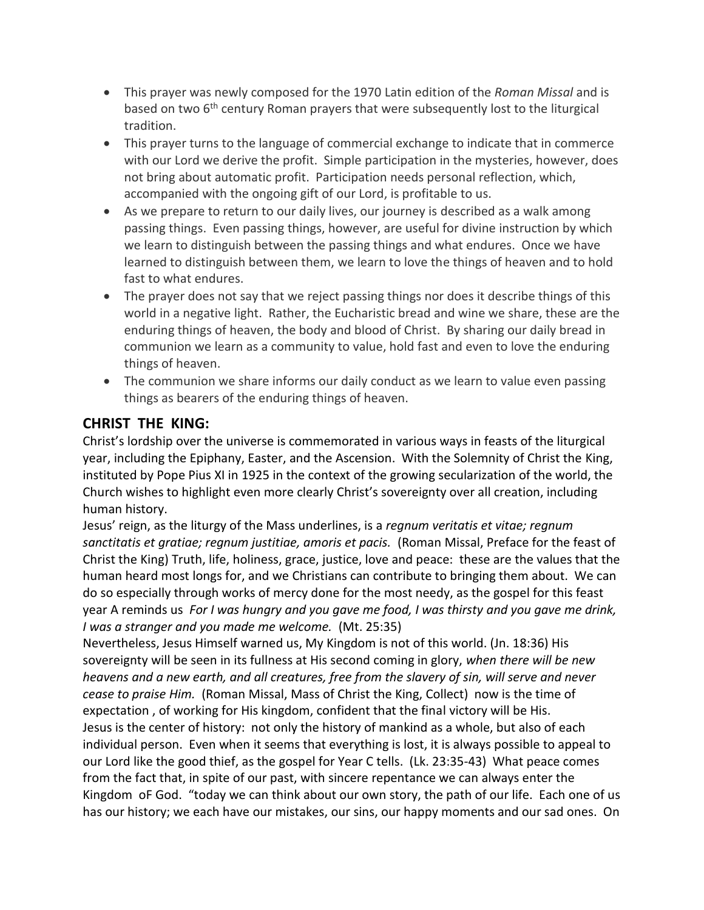- This prayer was newly composed for the 1970 Latin edition of the *Roman Missal* and is based on two 6th century Roman prayers that were subsequently lost to the liturgical tradition.
- This prayer turns to the language of commercial exchange to indicate that in commerce with our Lord we derive the profit. Simple participation in the mysteries, however, does not bring about automatic profit. Participation needs personal reflection, which, accompanied with the ongoing gift of our Lord, is profitable to us.
- As we prepare to return to our daily lives, our journey is described as a walk among passing things. Even passing things, however, are useful for divine instruction by which we learn to distinguish between the passing things and what endures. Once we have learned to distinguish between them, we learn to love the things of heaven and to hold fast to what endures.
- The prayer does not say that we reject passing things nor does it describe things of this world in a negative light. Rather, the Eucharistic bread and wine we share, these are the enduring things of heaven, the body and blood of Christ. By sharing our daily bread in communion we learn as a community to value, hold fast and even to love the enduring things of heaven.
- The communion we share informs our daily conduct as we learn to value even passing things as bearers of the enduring things of heaven.

## CHRIST THE KING:

Christ's lordship over the universe is commemorated in various ways in feasts of the liturgical year, including the Epiphany, Easter, and the Ascension. With the Solemnity of Christ the King, instituted by Pope Pius XI in 1925 in the context of the growing secularization of the world, the Church wishes to highlight even more clearly Christ's sovereignty over all creation, including human history.

Jesus' reign, as the liturgy of the Mass underlines, is a *regnum veritatis et vitae; regnum sanctitatis et gratiae; regnum justitiae, amoris et pacis.* (Roman Missal, Preface for the feast of Christ the King) Truth, life, holiness, grace, justice, love and peace: these are the values that the human heard most longs for, and we Christians can contribute to bringing them about. We can do so especially through works of mercy done for the most needy, as the gospel for this feast year A reminds us *For I was hungry and you gave me food, I was thirsty and you gave me drink, I was a stranger and you made me welcome.* (Mt. 25:35)

Nevertheless, Jesus Himself warned us, My Kingdom is not of this world. (Jn. 18:36) His sovereignty will be seen in its fullness at His second coming in glory, *when there will be new heavens and a new earth, and all creatures, free from the slavery of sin, will serve and never cease to praise Him.* (Roman Missal, Mass of Christ the King, Collect) now is the time of expectation , of working for His kingdom, confident that the final victory will be His.

Jesus is the center of history: not only the history of mankind as a whole, but also of each individual person. Even when it seems that everything is lost, it is always possible to appeal to our Lord like the good thief, as the gospel for Year C tells. (Lk. 23:35-43) What peace comes from the fact that, in spite of our past, with sincere repentance we can always enter the Kingdom oF God. "today we can think about our own story, the path of our life. Each one of us has our history; we each have our mistakes, our sins, our happy moments and our sad ones. On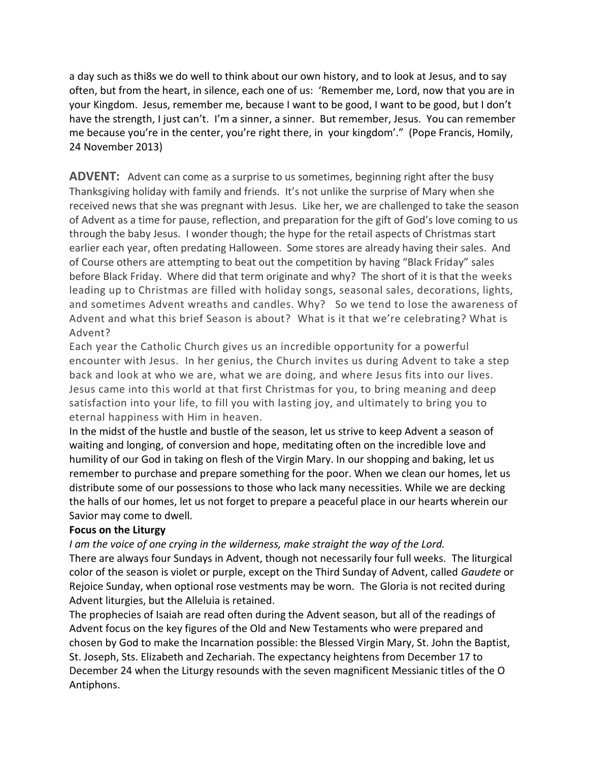a day such as thi8s we do well to think about our own history, and to look at Jesus, and to say often, but from the heart, in silence, each one of us: 'Remember me, Lord, now that you are in your Kingdom. Jesus, remember me, because I want to be good, I want to be good, but I don't have the strength, I just can't. I'm a sinner, a sinner. But remember, Jesus. You can remember me because you're in the center, you're right there, in your kingdom'." (Pope Francis, Homily, 24 November 2013)

**ADVENT:** Advent can come as a surprise to us sometimes, beginning right after the busy Thanksgiving holiday with family and friends. It's not unlike the surprise of Mary when she received news that she was pregnant with Jesus. Like her, we are challenged to take the season of Advent as a time for pause, reflection, and preparation for the gift of God's love coming to us through the baby Jesus. I wonder though; the hype for the retail aspects of Christmas start earlier each year, often predating Halloween. Some stores are already having their sales. And of Course others are attempting to beat out the competition by having "Black Friday" sales before Black Friday. Where did that term originate and why? The short of it is that the weeks leading up to Christmas are filled with holiday songs, seasonal sales, decorations, lights, and sometimes Advent wreaths and candles. Why? So we tend to lose the awareness of Advent and what this brief Season is about? What is it that we're celebrating? What is Advent?

Each year the Catholic Church gives us an incredible opportunity for a powerful encounter with Jesus. In her genius, the Church invites us during Advent to take a step back and look at who we are, what we are doing, and where Jesus fits into our lives. Jesus came into this world at that first Christmas for you, to bring meaning and deep satisfaction into your life, to fill you with lasting joy, and ultimately to bring you to eternal happiness with Him in heaven.

In the midst of the hustle and bustle of the season, let us strive to keep Advent a season of waiting and longing, of conversion and hope, meditating often on the incredible love and humility of our God in taking on flesh of the Virgin Mary. In our shopping and baking, let us remember to purchase and prepare something for the poor. When we clean our homes, let us distribute some of our possessions to those who lack many necessities. While we are decking the halls of our homes, let us not forget to prepare a peaceful place in our hearts wherein our Savior may come to dwell.

**Focus on the Liturgy**

*I am the voice of one crying in the wilderness, make straight the way of the Lord.*

There are always four Sundays in Advent, though not necessarily four full weeks. The liturgical color of the season is violet or purple, except on the Third Sunday of Advent, called *Gaudete* or Rejoice Sunday, when optional rose vestments may be worn. The Gloria is not recited during Advent liturgies, but the Alleluia is retained.

The prophecies of Isaiah are read often during the Advent season, but all of the readings of Advent focus on the key figures of the Old and New Testaments who were prepared and chosen by God to make the Incarnation possible: the Blessed Virgin Mary, St. John the Baptist, St. Joseph, Sts. Elizabeth and Zechariah. The expectancy heightens from December 17 to December 24 when the Liturgy resounds with the seven magnificent Messianic titles of the O Antiphons.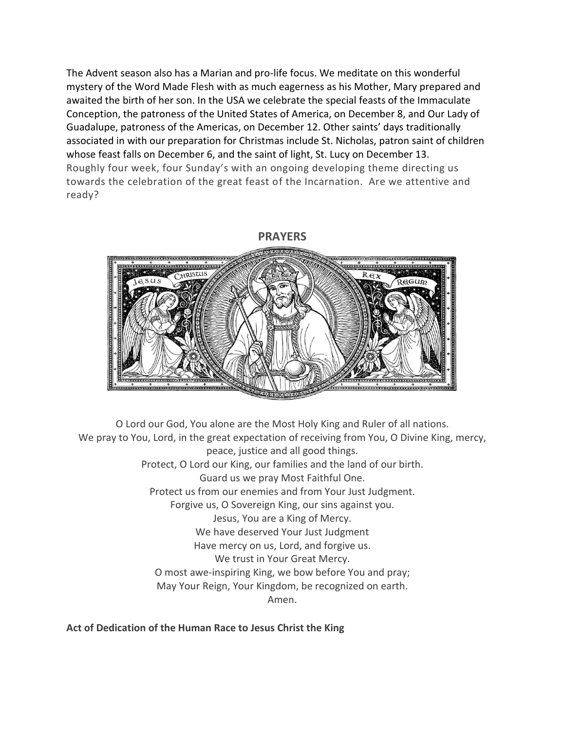The Advent season also has a Marian and pro-life focus. We meditate on this wonderful mystery of the Word Made Flesh with as much eagerness as his Mother, Mary prepared and awaited the birth of her son. In the USA we celebrate the special feasts of the Immaculate Conception, the patroness of the United States of America, on December 8, and Our Lady of Guadalupe, patroness of the Americas, on December 12. Other saints' days traditionally associated in with our preparation for Christmas include St. Nicholas, patron saint of children whose feast falls on December 6, and the saint of light, St. Lucy on December 13.
Roughly four week, four Sunday's with an ongoing developing theme directing us towards the celebration of the great feast of the Incarnation. Are we attentive and ready?

## PRAYERS

O Lord our God, You alone are the Most Holy King and Ruler of all nations.
We pray to You, Lord, in the great expectation of receiving from You, O Divine King, mercy, peace, justice and all good things.
Protect, O Lord our King, our families and the land of our birth.
Guard us we pray Most Faithful One.
Protect us from our enemies and from Your Just Judgment.
Forgive us, O Sovereign King, our sins against you.
Jesus, You are a King of Mercy.
We have deserved Your Just Judgment
Have mercy on us, Lord, and forgive us.
We trust in Your Great Mercy.
O most awe-inspiring King, we bow before You and pray;
May Your Reign, Your Kingdom, be recognized on earth.
Amen.

**Act of Dedication of the Human Race to Jesus Christ the King**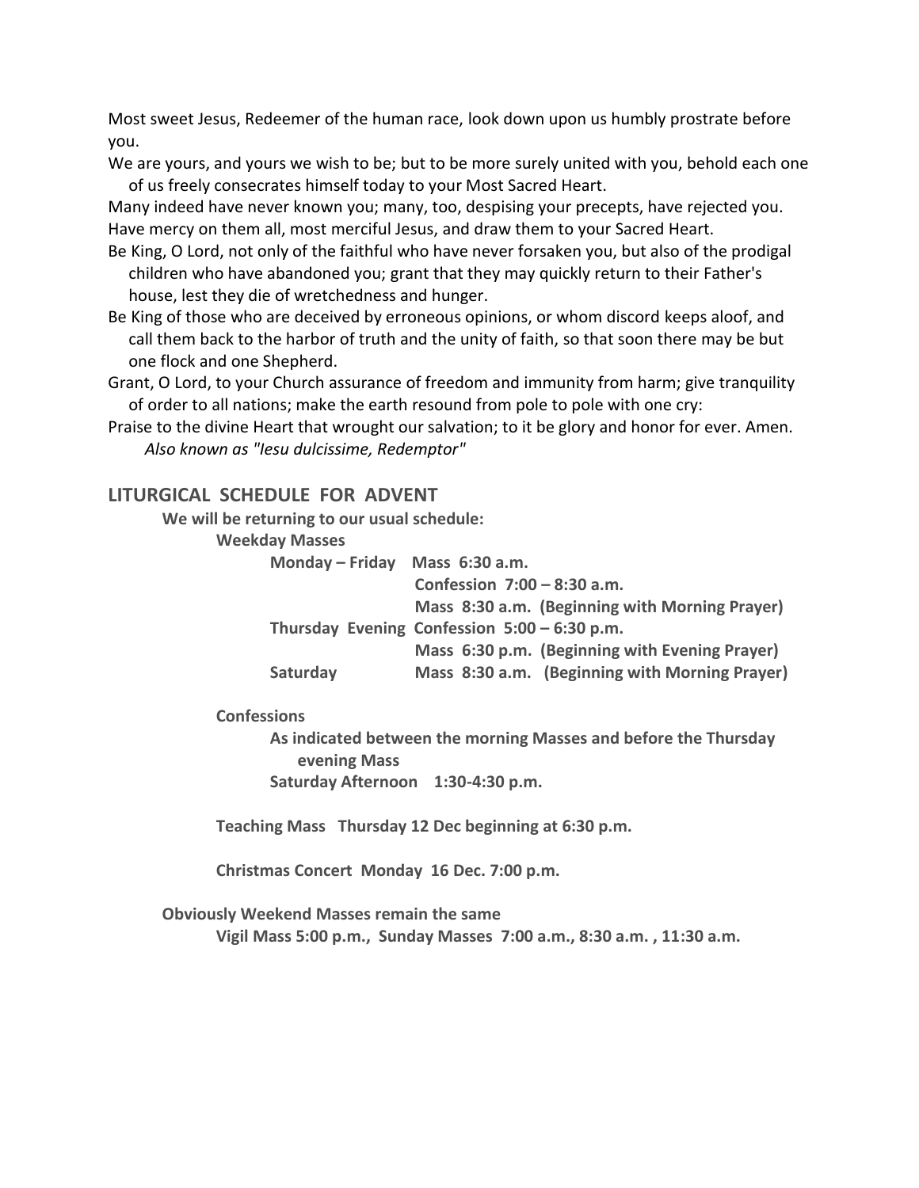Most sweet Jesus, Redeemer of the human race, look down upon us humbly prostrate before you.

We are yours, and yours we wish to be; but to be more surely united with you, behold each one of us freely consecrates himself today to your Most Sacred Heart.

Many indeed have never known you; many, too, despising your precepts, have rejected you.

Have mercy on them all, most merciful Jesus, and draw them to your Sacred Heart.

Be King, O Lord, not only of the faithful who have never forsaken you, but also of the prodigal children who have abandoned you; grant that they may quickly return to their Father's house, lest they die of wretchedness and hunger.

Be King of those who are deceived by erroneous opinions, or whom discord keeps aloof, and call them back to the harbor of truth and the unity of faith, so that soon there may be but one flock and one Shepherd.

Grant, O Lord, to your Church assurance of freedom and immunity from harm; give tranquility of order to all nations; make the earth resound from pole to pole with one cry:

Praise to the divine Heart that wrought our salvation; to it be glory and honor for ever. Amen.

*Also known as "Iesu dulcissime, Redemptor"*

## LITURGICAL SCHEDULE FOR ADVENT

**We will be returning to our usual schedule:**

**Weekday Masses**

| | |
|---|---|
| **Monday – Friday** | **Mass 6:30 a.m.** |
| | **Confession 7:00 – 8:30 a.m.** |
| | **Mass 8:30 a.m. (Beginning with Morning Prayer)** |
| **Thursday Evening** | **Confession 5:00 – 6:30 p.m.** |
| | **Mass 6:30 p.m. (Beginning with Evening Prayer)** |
| **Saturday** | **Mass 8:30 a.m. (Beginning with Morning Prayer)** |

**Confessions**

**As indicated between the morning Masses and before the Thursday evening Mass**

**Saturday Afternoon 1:30-4:30 p.m.**

**Teaching Mass Thursday 12 Dec beginning at 6:30 p.m.**

**Christmas Concert Monday 16 Dec. 7:00 p.m.**

**Obviously Weekend Masses remain the same**

**Vigil Mass 5:00 p.m., Sunday Masses 7:00 a.m., 8:30 a.m. , 11:30 a.m.**